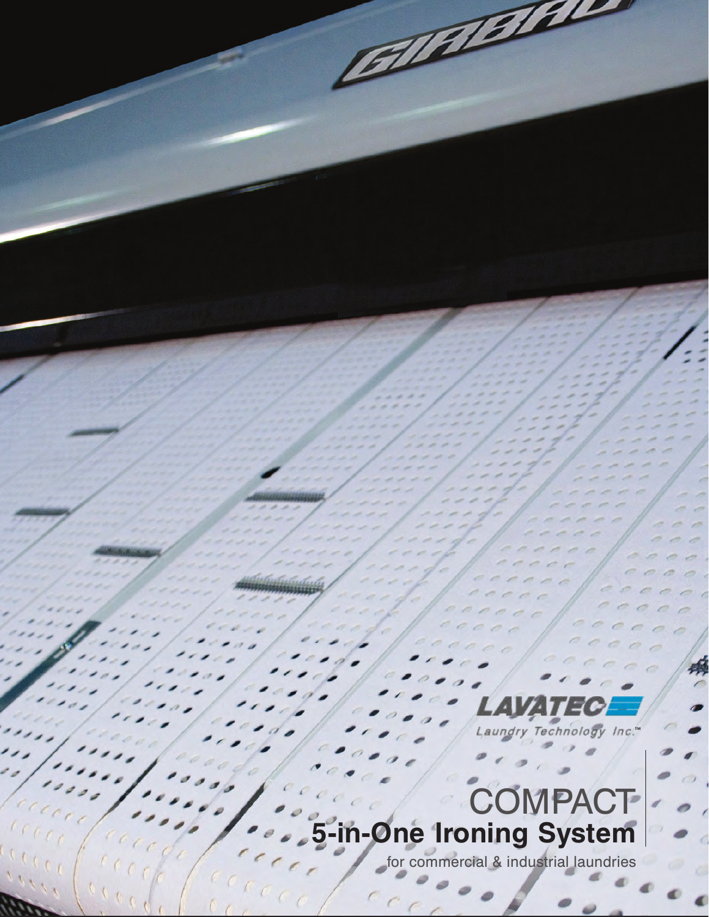LAVATEC

Laundry Technology Inc.™

# COMPACT

## 5-in-One Ironing System

for commercial & industrial laundries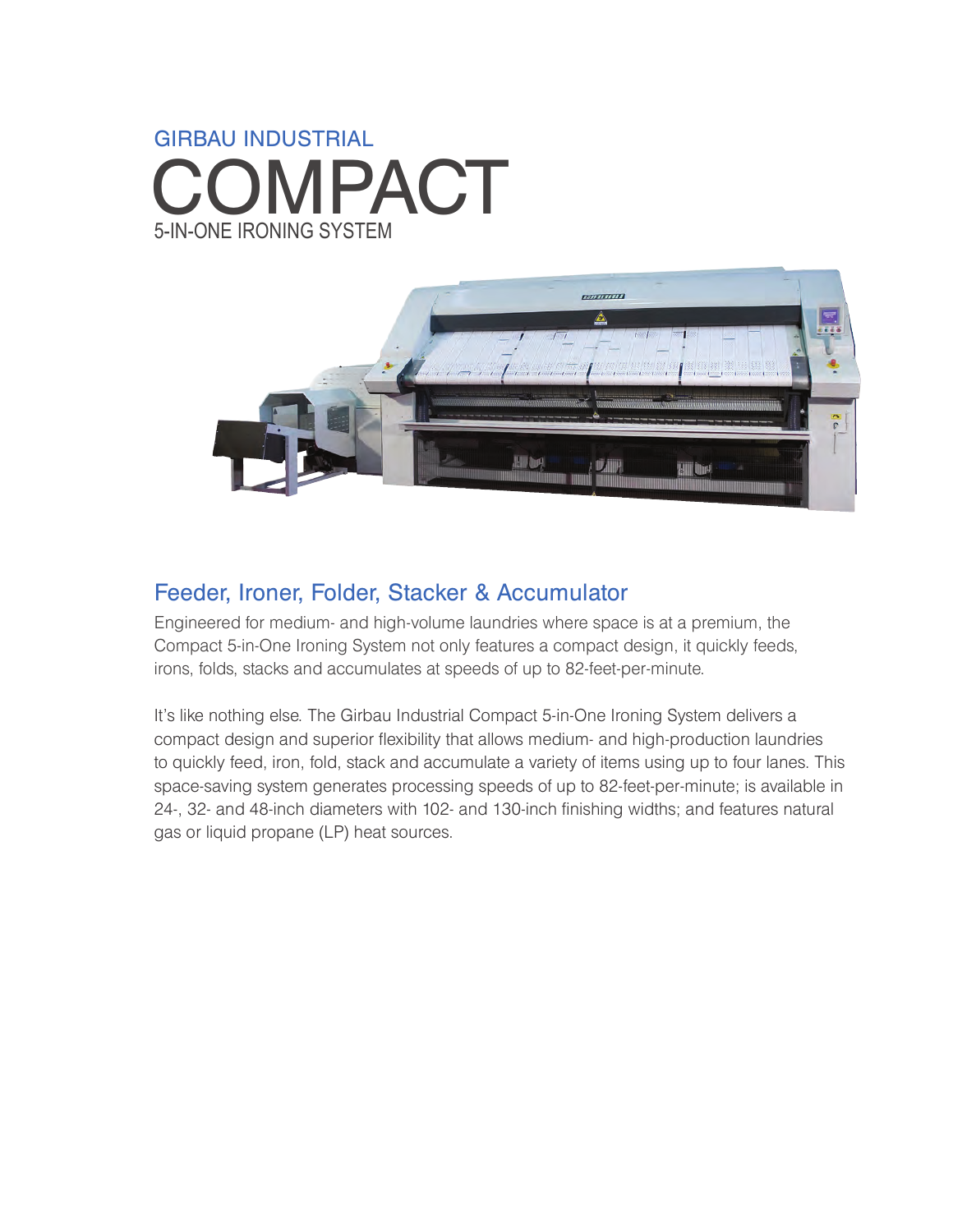GIRBAU INDUSTRIAL

# COMPACT

5-IN-ONE IRONING SYSTEM

## Feeder, Ironer, Folder, Stacker & Accumulator

Engineered for medium- and high-volume laundries where space is at a premium, the Compact 5-in-One Ironing System not only features a compact design, it quickly feeds, irons, folds, stacks and accumulates at speeds of up to 82-feet-per-minute.

It's like nothing else. The Girbau Industrial Compact 5-in-One Ironing System delivers a compact design and superior flexibility that allows medium- and high-production laundries to quickly feed, iron, fold, stack and accumulate a variety of items using up to four lanes. This space-saving system generates processing speeds of up to 82-feet-per-minute; is available in 24-, 32- and 48-inch diameters with 102- and 130-inch finishing widths; and features natural gas or liquid propane (LP) heat sources.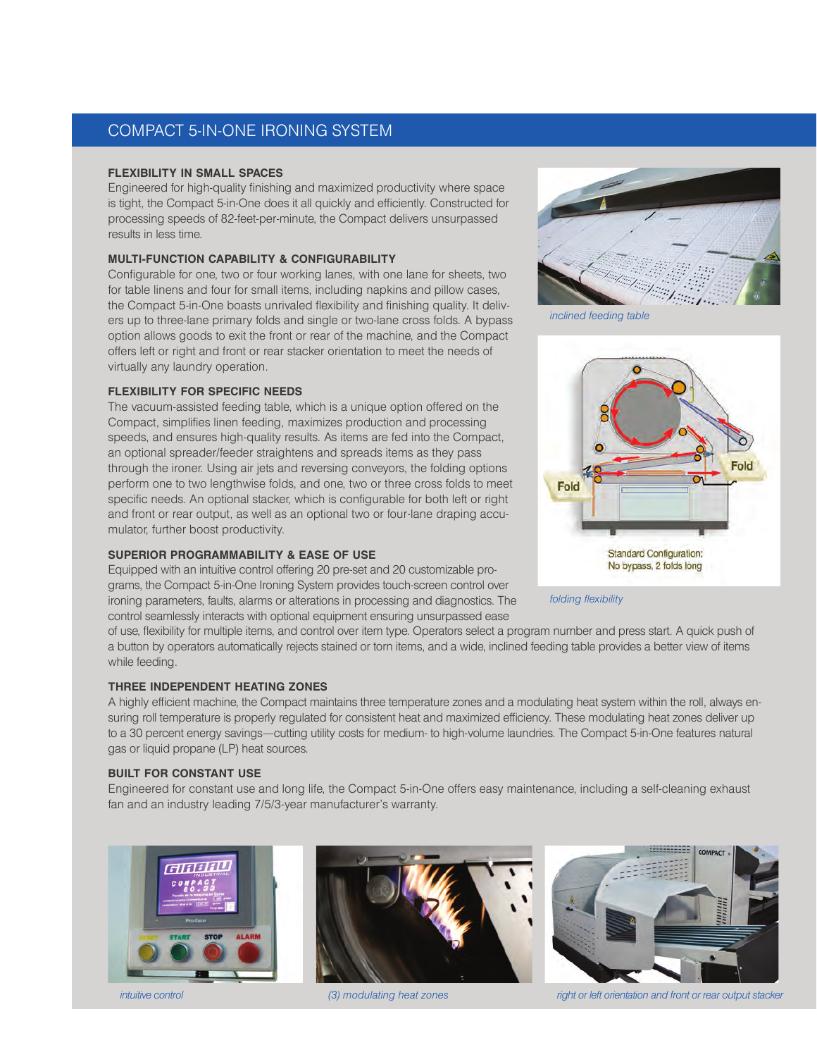# COMPACT 5-IN-ONE IRONING SYSTEM

### FLEXIBILITY IN SMALL SPACES

Engineered for high-quality finishing and maximized productivity where space is tight, the Compact 5-in-One does it all quickly and efficiently. Constructed for processing speeds of 82-feet-per-minute, the Compact delivers unsurpassed results in less time.

### MULTI-FUNCTION CAPABILITY & CONFIGURABILITY

Configurable for one, two or four working lanes, with one lane for sheets, two for table linens and four for small items, including napkins and pillow cases, the Compact 5-in-One boasts unrivaled flexibility and finishing quality. It delivers up to three-lane primary folds and single or two-lane cross folds. A bypass option allows goods to exit the front or rear of the machine, and the Compact offers left or right and front or rear stacker orientation to meet the needs of virtually any laundry operation.

### FLEXIBILITY FOR SPECIFIC NEEDS

The vacuum-assisted feeding table, which is a unique option offered on the Compact, simplifies linen feeding, maximizes production and processing speeds, and ensures high-quality results. As items are fed into the Compact, an optional spreader/feeder straightens and spreads items as they pass through the ironer. Using air jets and reversing conveyors, the folding options perform one to two lengthwise folds, and one, two or three cross folds to meet specific needs. An optional stacker, which is configurable for both left or right and front or rear output, as well as an optional two or four-lane draping accumulator, further boost productivity.

### SUPERIOR PROGRAMMABILITY & EASE OF USE

Equipped with an intuitive control offering 20 pre-set and 20 customizable programs, the Compact 5-in-One Ironing System provides touch-screen control over ironing parameters, faults, alarms or alterations in processing and diagnostics. The control seamlessly interacts with optional equipment ensuring unsurpassed ease of use, flexibility for multiple items, and control over item type. Operators select a program number and press start. A quick push of a button by operators automatically rejects stained or torn items, and a wide, inclined feeding table provides a better view of items while feeding.

*inclined feeding table*

Fold

Fold

Standard Configuration:
No bypass, 2 folds long

*folding flexibility*

### THREE INDEPENDENT HEATING ZONES

A highly efficient machine, the Compact maintains three temperature zones and a modulating heat system within the roll, always ensuring roll temperature is properly regulated for consistent heat and maximized efficiency. These modulating heat zones deliver up to a 30 percent energy savings—cutting utility costs for medium- to high-volume laundries. The Compact 5-in-One features natural gas or liquid propane (LP) heat sources.

### BUILT FOR CONSTANT USE

Engineered for constant use and long life, the Compact 5-in-One offers easy maintenance, including a self-cleaning exhaust fan and an industry leading 7/5/3-year manufacturer's warranty.

*intuitive control*

*(3) modulating heat zones*

*right or left orientation and front or rear output stacker*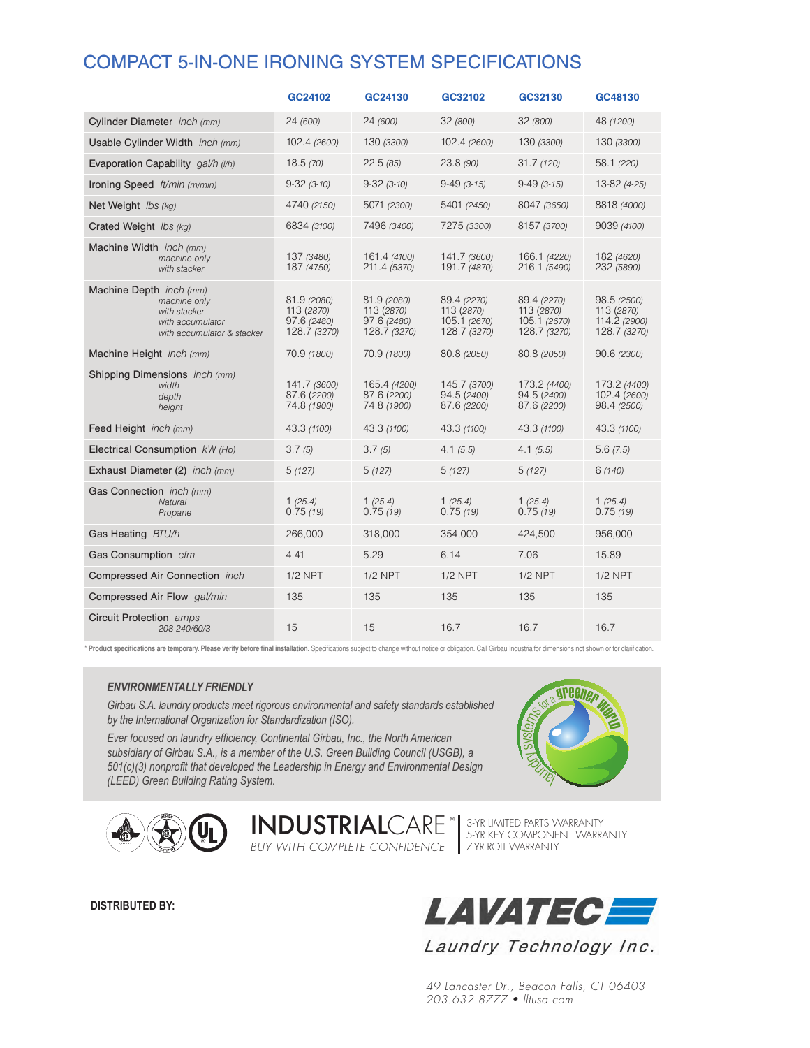# COMPACT 5-IN-ONE IRONING SYSTEM SPECIFICATIONS

| | GC24102 | GC24130 | GC32102 | GC32130 | GC48130 |
|---|---|---|---|---|---|
| Cylinder Diameter *inch (mm)* | 24 *(600)* | 24 *(600)* | 32 *(800)* | 32 *(800)* | 48 *(1200)* |
| Usable Cylinder Width *inch (mm)* | 102.4 *(2600)* | 130 *(3300)* | 102.4 *(2600)* | 130 *(3300)* | 130 *(3300)* |
| Evaporation Capability *gal/h (l/h)* | 18.5 *(70)* | 22.5 *(85)* | 23.8 *(90)* | 31.7 *(120)* | 58.1 *(220)* |
| Ironing Speed *ft/min (m/min)* | 9-32 *(3-10)* | 9-32 *(3-10)* | 9-49 *(3-15)* | 9-49 *(3-15)* | 13-82 *(4-25)* |
| Net Weight *lbs (kg)* | 4740 *(2150)* | 5071 *(2300)* | 5401 *(2450)* | 8047 *(3650)* | 8818 *(4000)* |
| Crated Weight *lbs (kg)* | 6834 *(3100)* | 7496 *(3400)* | 7275 *(3300)* | 8157 *(3700)* | 9039 *(4100)* |
| Machine Width *inch (mm)* *machine only* *with stacker* | 137 *(3480)* 187 *(4750)* | 161.4 *(4100)* 211.4 *(5370)* | 141.7 *(3600)* 191.7 *(4870)* | 166.1 *(4220)* 216.1 *(5490)* | 182 *(4620)* 232 *(5890)* |
| Machine Depth *inch (mm)* *machine only* *with stacker* *with accumulator* *with accumulator & stacker* | 81.9 *(2080)* 113 *(2870)* 97.6 *(2480)* 128.7 *(3270)* | 81.9 *(2080)* 113 *(2870)* 97.6 *(2480)* 128.7 *(3270)* | 89.4 *(2270)* 113 *(2870)* 105.1 *(2670)* 128.7 *(3270)* | 89.4 *(2270)* 113 *(2870)* 105.1 *(2670)* 128.7 *(3270)* | 98.5 *(2500)* 113 *(2870)* 114.2 *(2900)* 128.7 *(3270)* |
| Machine Height *inch (mm)* | 70.9 *(1800)* | 70.9 *(1800)* | 80.8 *(2050)* | 80.8 *(2050)* | 90.6 *(2300)* |
| Shipping Dimensions *inch (mm)* *width* *depth* *height* | 141.7 *(3600)* 87.6 *(2200)* 74.8 *(1900)* | 165.4 *(4200)* 87.6 *(2200)* 74.8 *(1900)* | 145.7 *(3700)* 94.5 *(2400)* 87.6 *(2200)* | 173.2 *(4400)* 94.5 *(2400)* 87.6 *(2200)* | 173.2 *(4400)* 102.4 *(2600)* 98.4 *(2500)* |
| Feed Height *inch (mm)* | 43.3 *(1100)* | 43.3 *(1100)* | 43.3 *(1100)* | 43.3 *(1100)* | 43.3 *(1100)* |
| Electrical Consumption *kW (Hp)* | 3.7 *(5)* | 3.7 *(5)* | 4.1 *(5.5)* | 4.1 *(5.5)* | 5.6 *(7.5)* |
| Exhaust Diameter (2) *inch (mm)* | 5 *(127)* | 5 *(127)* | 5 *(127)* | 5 *(127)* | 6 *(140)* |
| Gas Connection *inch (mm)* *Natural* *Propane* | 1 *(25.4)* 0.75 *(19)* | 1 *(25.4)* 0.75 *(19)* | 1 *(25.4)* 0.75 *(19)* | 1 *(25.4)* 0.75 *(19)* | 1 *(25.4)* 0.75 *(19)* |
| Gas Heating *BTU/h* | 266,000 | 318,000 | 354,000 | 424,500 | 956,000 |
| Gas Consumption *cfm* | 4.41 | 5.29 | 6.14 | 7.06 | 15.89 |
| Compressed Air Connection *inch* | 1/2 NPT | 1/2 NPT | 1/2 NPT | 1/2 NPT | 1/2 NPT |
| Compressed Air Flow *gal/min* | 135 | 135 | 135 | 135 | 135 |
| Circuit Protection *amps* *208-240/60/3* | 15 | 15 | 16.7 | 16.7 | 16.7 |

* **Product specifications are temporary. Please verify before final installation.** Specifications subject to change without notice or obligation. Call Girbau Industrialfor dimensions not shown or for clarification.

### *ENVIRONMENTALLY FRIENDLY*

*Girbau S.A. laundry products meet rigorous environmental and safety standards established by the International Organization for Standardization (ISO).*

*Ever focused on laundry efficiency, Continental Girbau, Inc., the North American subsidiary of Girbau S.A., is a member of the U.S. Green Building Council (USGB), a 501(c)(3) nonprofit that developed the Leadership in Energy and Environmental Design (LEED) Green Building Rating System.*

laundry systems for a greener world

INDUSTRIALCARE™
BUY WITH COMPLETE CONFIDENCE

3-YR LIMITED PARTS WARRANTY
5-YR KEY COMPONENT WARRANTY
7-YR ROLL WARRANTY

**DISTRIBUTED BY:**

LAVATEC
Laundry Technology Inc.

49 Lancaster Dr., Beacon Falls, CT 06403
203.632.8777 • lltusa.com